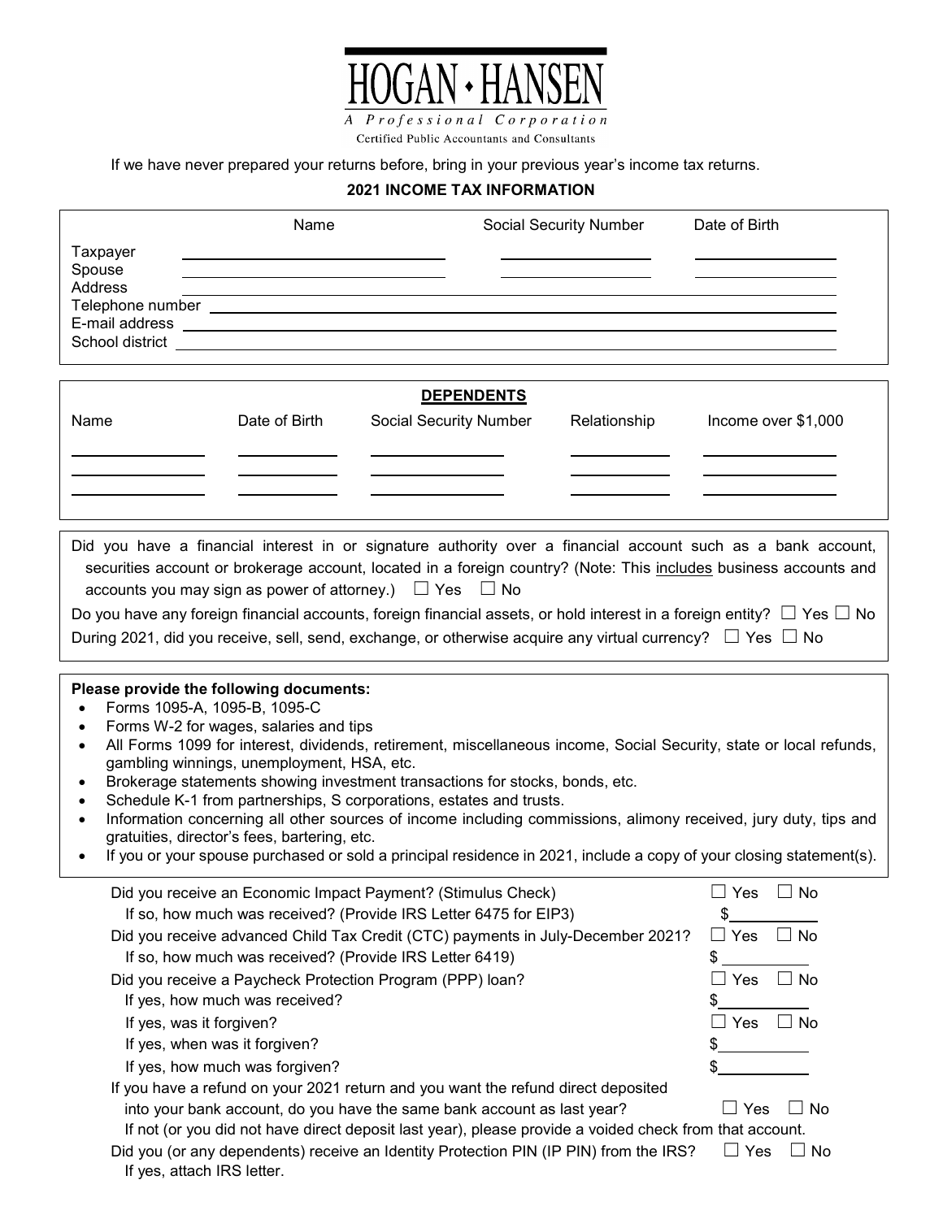# HOGAN • HANSEN

*A Professional Corporation*

Certified Public Accountants and Consultants

If we have never prepared your returns before, bring in your previous year's income tax returns.

## 2021 INCOME TAX INFORMATION

| | Name | Social Security Number | Date of Birth |
|---|---|---|---|
| Taxpayer | | | |
| Spouse | | | |

Address ______________________________

Telephone number ______________________________

E-mail address ______________________________

School district ______________________________

### DEPENDENTS

| Name | Date of Birth | Social Security Number | Relationship | Income over $1,000 |
|---|---|---|---|---|
| | | | | |
| | | | | |
| | | | | |

Did you have a financial interest in or signature authority over a financial account such as a bank account, securities account or brokerage account, located in a foreign country? (Note: This includes business accounts and accounts you may sign as power of attorney.) ☐ Yes ☐ No

Do you have any foreign financial accounts, foreign financial assets, or hold interest in a foreign entity? ☐ Yes ☐ No

During 2021, did you receive, sell, send, exchange, or otherwise acquire any virtual currency? ☐ Yes ☐ No

**Please provide the following documents:**

- Forms 1095-A, 1095-B, 1095-C
- Forms W-2 for wages, salaries and tips
- All Forms 1099 for interest, dividends, retirement, miscellaneous income, Social Security, state or local refunds, gambling winnings, unemployment, HSA, etc.
- Brokerage statements showing investment transactions for stocks, bonds, etc.
- Schedule K-1 from partnerships, S corporations, estates and trusts.
- Information concerning all other sources of income including commissions, alimony received, jury duty, tips and gratuities, director's fees, bartering, etc.
- If you or your spouse purchased or sold a principal residence in 2021, include a copy of your closing statement(s).

Did you receive an Economic Impact Payment? (Stimulus Check) ☐ Yes ☐ No

If so, how much was received? (Provide IRS Letter 6475 for EIP3) $__________

Did you receive advanced Child Tax Credit (CTC) payments in July-December 2021? ☐ Yes ☐ No

If so, how much was received? (Provide IRS Letter 6419) $__________

Did you receive a Paycheck Protection Program (PPP) loan? ☐ Yes ☐ No

If yes, how much was received? $__________

If yes, was it forgiven? ☐ Yes ☐ No

If yes, when was it forgiven? $__________

If yes, how much was forgiven? $__________

If you have a refund on your 2021 return and you want the refund direct deposited into your bank account, do you have the same bank account as last year? ☐ Yes ☐ No

If not (or you did not have direct deposit last year), please provide a voided check from that account.

Did you (or any dependents) receive an Identity Protection PIN (IP PIN) from the IRS? ☐ Yes ☐ No

If yes, attach IRS letter.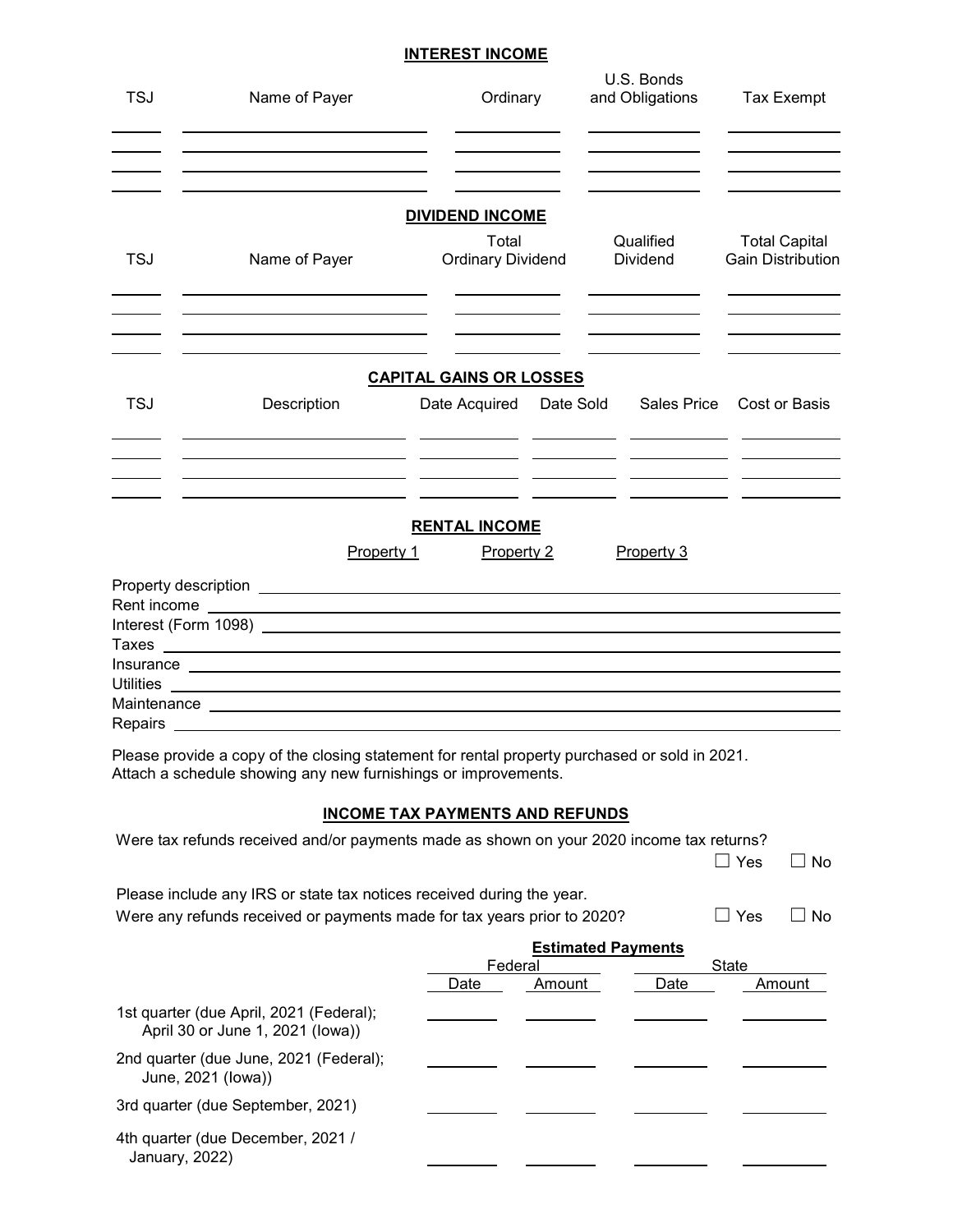## INTEREST INCOME

| TSJ | Name of Payer | Ordinary | U.S. Bonds and Obligations | Tax Exempt |
|---|---|---|---|---|
| | | | | |
| | | | | |
| | | | | |
| | | | | |

## DIVIDEND INCOME

| TSJ | Name of Payer | Total Ordinary Dividend | Qualified Dividend | Total Capital Gain Distribution |
|---|---|---|---|---|
| | | | | |
| | | | | |
| | | | | |
| | | | | |

## CAPITAL GAINS OR LOSSES

| TSJ | Description | Date Acquired | Date Sold | Sales Price | Cost or Basis |
|---|---|---|---|---|---|
| | | | | | |
| | | | | | |
| | | | | | |
| | | | | | |

## RENTAL INCOME

| | Property 1 | Property 2 | Property 3 |
|---|---|---|---|
| Property description | | | |
| Rent income | | | |
| Interest (Form 1098) | | | |
| Taxes | | | |
| Insurance | | | |
| Utilities | | | |
| Maintenance | | | |
| Repairs | | | |

Please provide a copy of the closing statement for rental property purchased or sold in 2021.
Attach a schedule showing any new furnishings or improvements.

## INCOME TAX PAYMENTS AND REFUNDS

Were tax refunds received and/or payments made as shown on your 2020 income tax returns? ☐ Yes ☐ No

Please include any IRS or state tax notices received during the year.
Were any refunds received or payments made for tax years prior to 2020? ☐ Yes ☐ No

**Estimated Payments**

| | Federal | | State | |
|---|---|---|---|---|
| | Date | Amount | Date | Amount |
| 1st quarter (due April, 2021 (Federal); April 30 or June 1, 2021 (Iowa)) | | | | |
| 2nd quarter (due June, 2021 (Federal); June, 2021 (Iowa)) | | | | |
| 3rd quarter (due September, 2021) | | | | |
| 4th quarter (due December, 2021 / January, 2022) | | | | |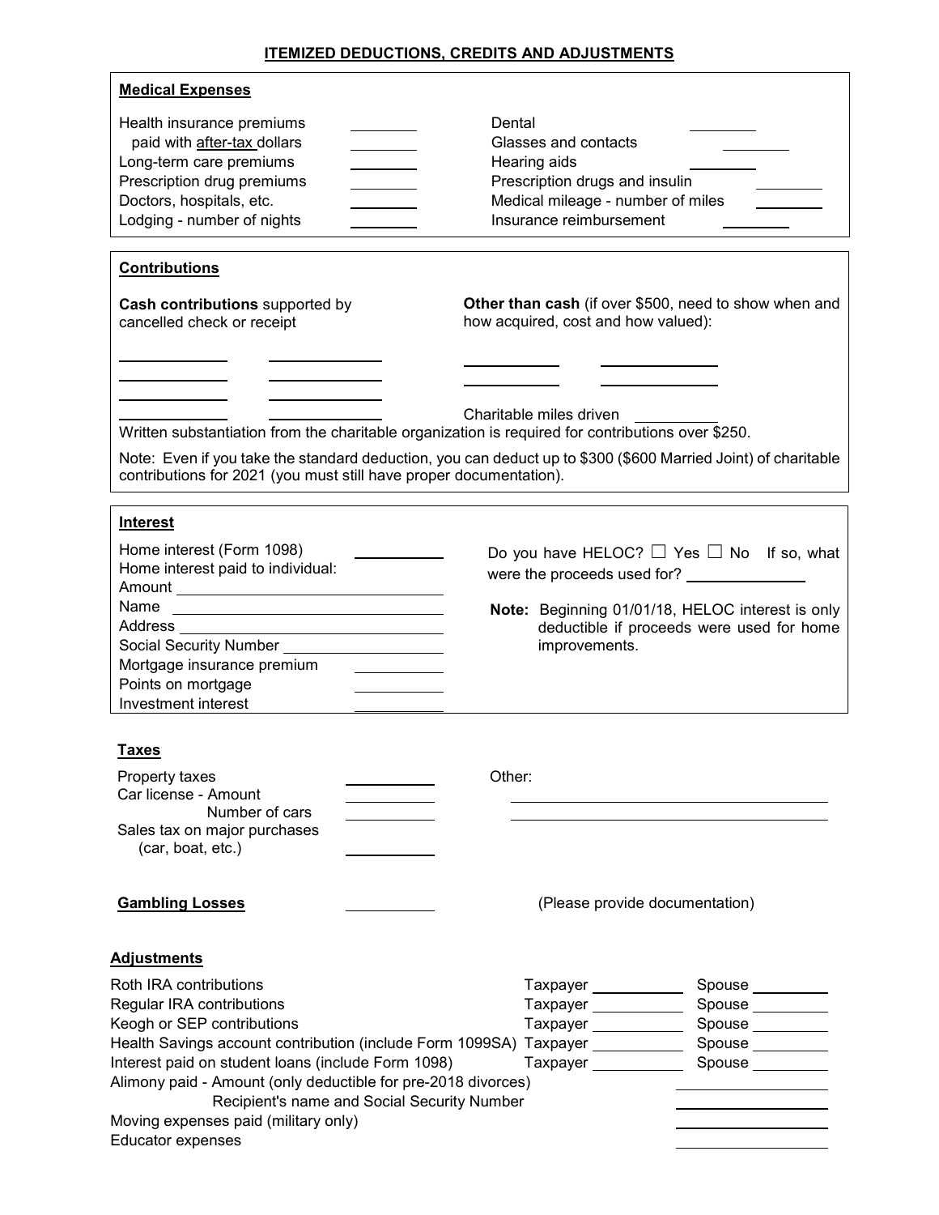# ITEMIZED DEDUCTIONS, CREDITS AND ADJUSTMENTS

## Medical Expenses

| | | | |
|---|---|---|---|
| Health insurance premiums paid with after-tax dollars | ________ | Dental | ________ |
| Long-term care premiums | ________ | Glasses and contacts | ________ |
| Prescription drug premiums | ________ | Hearing aids | ________ |
| Doctors, hospitals, etc. | ________ | Prescription drugs and insulin | ________ |
| Lodging - number of nights | ________ | Medical mileage - number of miles | ________ |
| | | Insurance reimbursement | ________ |

## Contributions

**Cash contributions** supported by cancelled check or receipt

| | |
|---|---|
| ____________ | ____________ |
| ____________ | ____________ |
| ____________ | ____________ |
| ____________ | ____________ |

**Other than cash** (if over $500, need to show when and how acquired, cost and how valued):

| | |
|---|---|
| ____________ | ____________ |
| ____________ | ____________ |

Charitable miles driven __________

Written substantiation from the charitable organization is required for contributions over $250.

Note: Even if you take the standard deduction, you can deduct up to $300 ($600 Married Joint) of charitable contributions for 2021 (you must still have proper documentation).

## Interest

Home interest (Form 1098) __________

Home interest paid to individual:

Amount ______________________

Name ______________________

Address ______________________

Social Security Number ______________________

Mortgage insurance premium __________

Points on mortgage __________

Investment interest __________

Do you have HELOC? ☐ Yes ☐ No If so, what were the proceeds used for? ____________

**Note:** Beginning 01/01/18, HELOC interest is only deductible if proceeds were used for home improvements.

## Taxes

Property taxes __________

Car license - Amount __________

Number of cars __________

Sales tax on major purchases (car, boat, etc.) __________

Other:

______________________________

______________________________

## Gambling Losses

__________ (Please provide documentation)

## Adjustments

| | Taxpayer | Spouse |
|---|---|---|
| Roth IRA contributions | ________ | ________ |
| Regular IRA contributions | ________ | ________ |
| Keogh or SEP contributions | ________ | ________ |
| Health Savings account contribution (include Form 1099SA) | ________ | ________ |
| Interest paid on student loans (include Form 1098) | ________ | ________ |

Alimony paid - Amount (only deductible for pre-2018 divorces) ____________

Recipient's name and Social Security Number ____________

Moving expenses paid (military only) ____________

Educator expenses ____________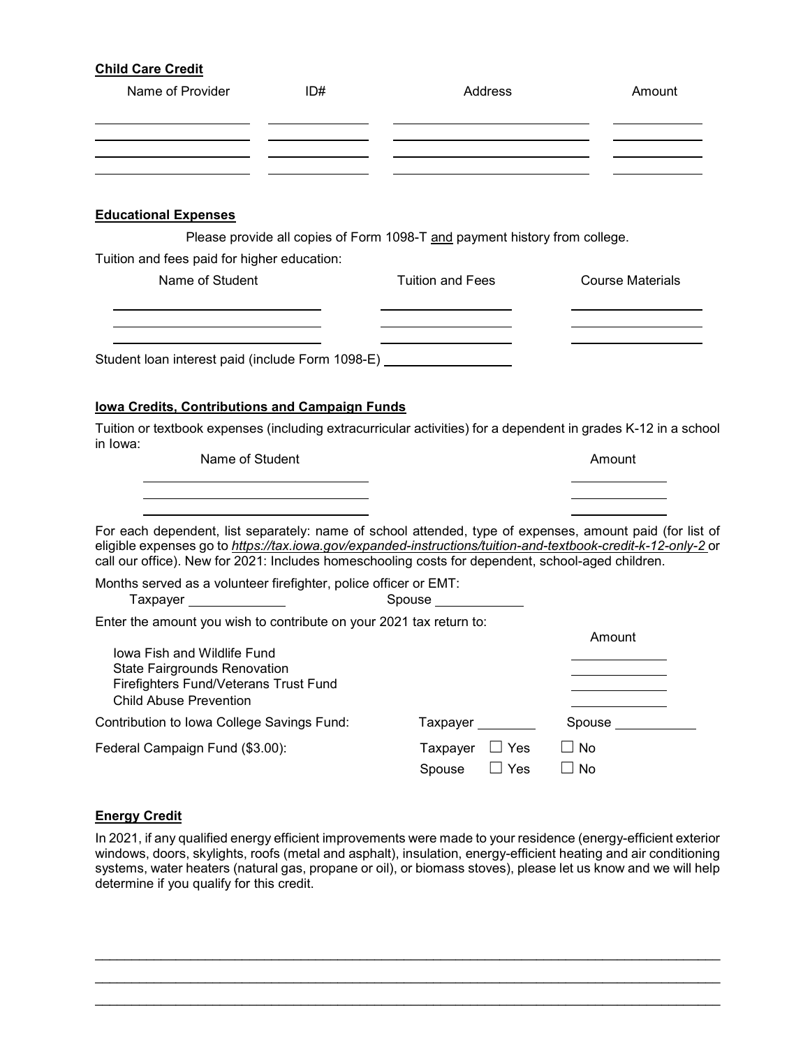**Child Care Credit**

| Name of Provider | ID# | Address | Amount |
| --- | --- | --- | --- |
| | | | |
| | | | |
| | | | |
| | | | |

**Educational Expenses**

Please provide all copies of Form 1098-T and payment history from college.

Tuition and fees paid for higher education:

| Name of Student | Tuition and Fees | Course Materials |
| --- | --- | --- |
| | | |
| | | |
| | | |

Student loan interest paid (include Form 1098-E) ____________

**Iowa Credits, Contributions and Campaign Funds**

Tuition or textbook expenses (including extracurricular activities) for a dependent in grades K-12 in a school in Iowa:

| Name of Student | Amount |
| --- | --- |
| | |
| | |
| | |

For each dependent, list separately: name of school attended, type of expenses, amount paid (for list of eligible expenses go to *https://tax.iowa.gov/expanded-instructions/tuition-and-textbook-credit-k-12-only-2* or call our office). New for 2021: Includes homeschooling costs for dependent, school-aged children.

Months served as a volunteer firefighter, police officer or EMT:

Taxpayer ____________ Spouse ____________

Enter the amount you wish to contribute on your 2021 tax return to:

| | Amount |
| --- | --- |
| Iowa Fish and Wildlife Fund | |
| State Fairgrounds Renovation | |
| Firefighters Fund/Veterans Trust Fund | |
| Child Abuse Prevention | |

Contribution to Iowa College Savings Fund: Taxpayer ________ Spouse ________

Federal Campaign Fund ($3.00):

Taxpayer ☐ Yes ☐ No

Spouse ☐ Yes ☐ No

**Energy Credit**

In 2021, if any qualified energy efficient improvements were made to your residence (energy-efficient exterior windows, doors, skylights, roofs (metal and asphalt), insulation, energy-efficient heating and air conditioning systems, water heaters (natural gas, propane or oil), or biomass stoves), please let us know and we will help determine if you qualify for this credit.

______________________________________________________________________________

______________________________________________________________________________

______________________________________________________________________________